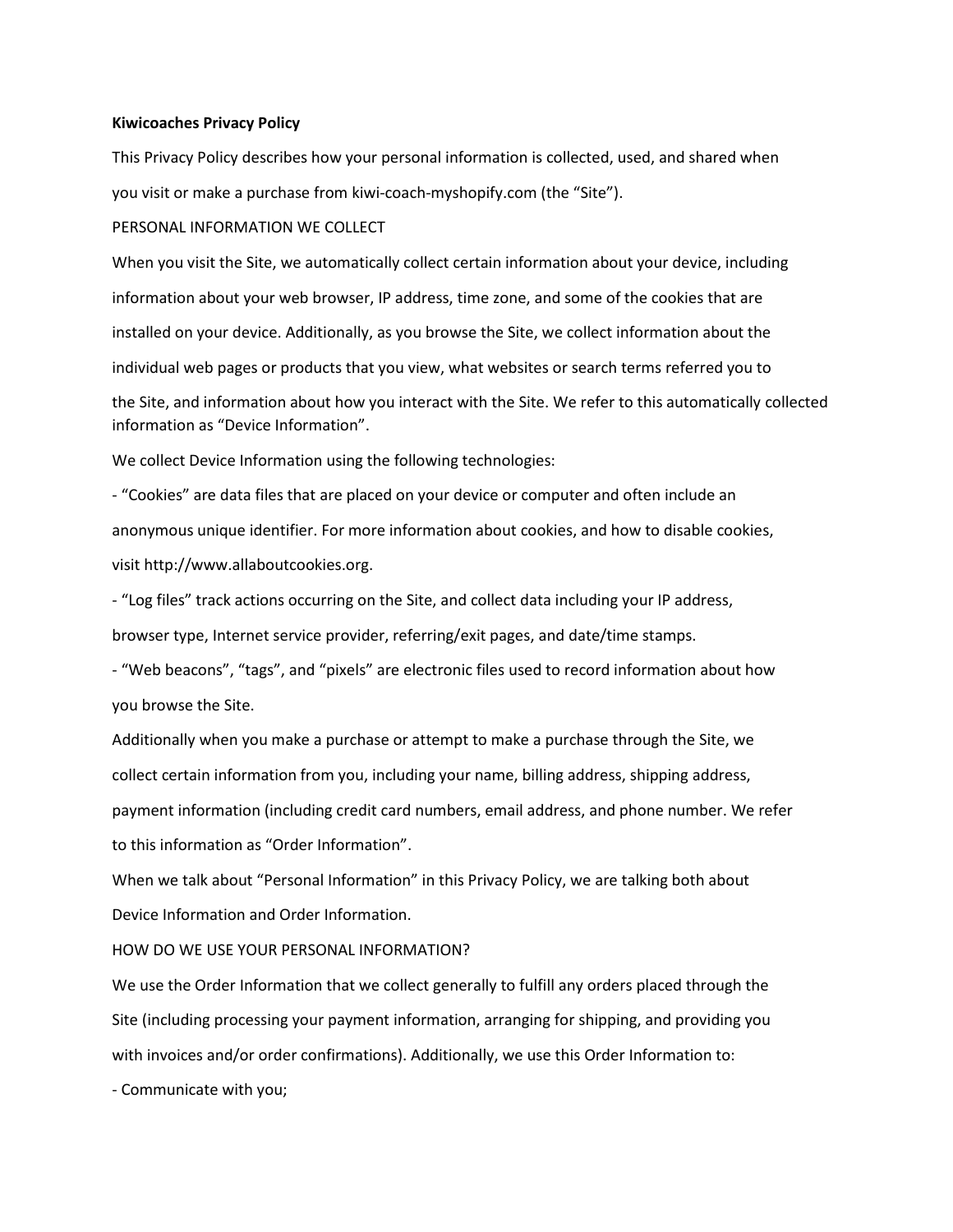**Kiwicoaches Privacy Policy**

This Privacy Policy describes how your personal information is collected, used, and shared when you visit or make a purchase from kiwi-coach-myshopify.com (the "Site").

PERSONAL INFORMATION WE COLLECT

When you visit the Site, we automatically collect certain information about your device, including information about your web browser, IP address, time zone, and some of the cookies that are installed on your device. Additionally, as you browse the Site, we collect information about the individual web pages or products that you view, what websites or search terms referred you to the Site, and information about how you interact with the Site. We refer to this automatically collected information as "Device Information".

We collect Device Information using the following technologies:

- "Cookies" are data files that are placed on your device or computer and often include an anonymous unique identifier. For more information about cookies, and how to disable cookies, visit http://www.allaboutcookies.org.
- "Log files" track actions occurring on the Site, and collect data including your IP address, browser type, Internet service provider, referring/exit pages, and date/time stamps.
- "Web beacons", "tags", and "pixels" are electronic files used to record information about how you browse the Site.

Additionally when you make a purchase or attempt to make a purchase through the Site, we collect certain information from you, including your name, billing address, shipping address, payment information (including credit card numbers, email address, and phone number. We refer to this information as "Order Information".

When we talk about "Personal Information" in this Privacy Policy, we are talking both about Device Information and Order Information.

HOW DO WE USE YOUR PERSONAL INFORMATION?

We use the Order Information that we collect generally to fulfill any orders placed through the Site (including processing your payment information, arranging for shipping, and providing you with invoices and/or order confirmations). Additionally, we use this Order Information to:

- Communicate with you;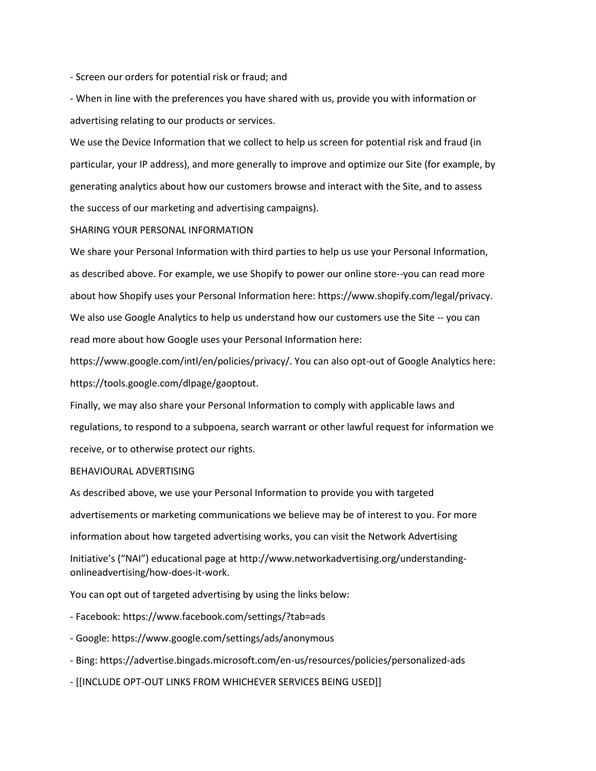- Screen our orders for potential risk or fraud; and

- When in line with the preferences you have shared with us, provide you with information or advertising relating to our products or services.

We use the Device Information that we collect to help us screen for potential risk and fraud (in particular, your IP address), and more generally to improve and optimize our Site (for example, by generating analytics about how our customers browse and interact with the Site, and to assess the success of our marketing and advertising campaigns).

SHARING YOUR PERSONAL INFORMATION

We share your Personal Information with third parties to help us use your Personal Information, as described above. For example, we use Shopify to power our online store--you can read more about how Shopify uses your Personal Information here: https://www.shopify.com/legal/privacy. We also use Google Analytics to help us understand how our customers use the Site -- you can read more about how Google uses your Personal Information here: https://www.google.com/intl/en/policies/privacy/. You can also opt-out of Google Analytics here: https://tools.google.com/dlpage/gaoptout.

Finally, we may also share your Personal Information to comply with applicable laws and regulations, to respond to a subpoena, search warrant or other lawful request for information we receive, or to otherwise protect our rights.

BEHAVIOURAL ADVERTISING

As described above, we use your Personal Information to provide you with targeted advertisements or marketing communications we believe may be of interest to you. For more information about how targeted advertising works, you can visit the Network Advertising Initiative's ("NAI") educational page at http://www.networkadvertising.org/understanding-onlineadvertising/how-does-it-work.

You can opt out of targeted advertising by using the links below:

- Facebook: https://www.facebook.com/settings/?tab=ads

- Google: https://www.google.com/settings/ads/anonymous

- Bing: https://advertise.bingads.microsoft.com/en-us/resources/policies/personalized-ads

- [[INCLUDE OPT-OUT LINKS FROM WHICHEVER SERVICES BEING USED]]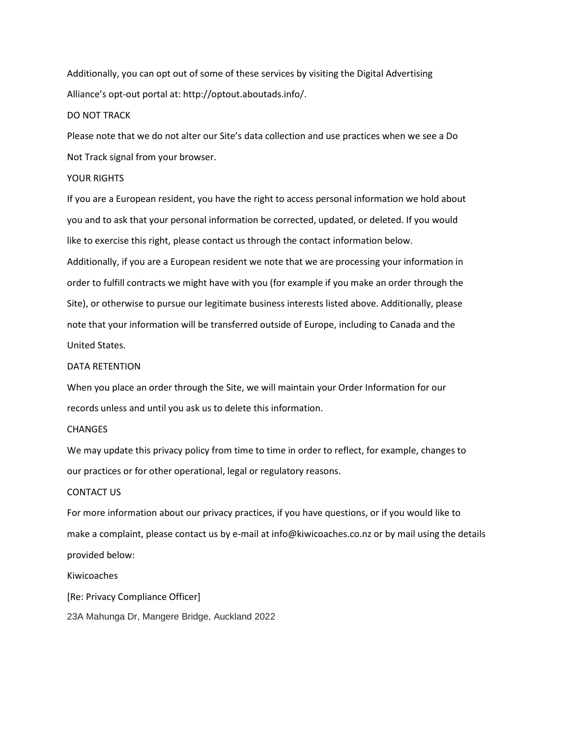Additionally, you can opt out of some of these services by visiting the Digital Advertising Alliance's opt-out portal at: http://optout.aboutads.info/.

## DO NOT TRACK

Please note that we do not alter our Site's data collection and use practices when we see a Do Not Track signal from your browser.

## YOUR RIGHTS

If you are a European resident, you have the right to access personal information we hold about you and to ask that your personal information be corrected, updated, or deleted. If you would like to exercise this right, please contact us through the contact information below.

Additionally, if you are a European resident we note that we are processing your information in order to fulfill contracts we might have with you (for example if you make an order through the Site), or otherwise to pursue our legitimate business interests listed above. Additionally, please note that your information will be transferred outside of Europe, including to Canada and the United States.

## DATA RETENTION

When you place an order through the Site, we will maintain your Order Information for our records unless and until you ask us to delete this information.

## CHANGES

We may update this privacy policy from time to time in order to reflect, for example, changes to our practices or for other operational, legal or regulatory reasons.

## CONTACT US

For more information about our privacy practices, if you have questions, or if you would like to make a complaint, please contact us by e-mail at info@kiwicoaches.co.nz or by mail using the details provided below:

Kiwicoaches

[Re: Privacy Compliance Officer]

23A Mahunga Dr, Mangere Bridge, Auckland 2022